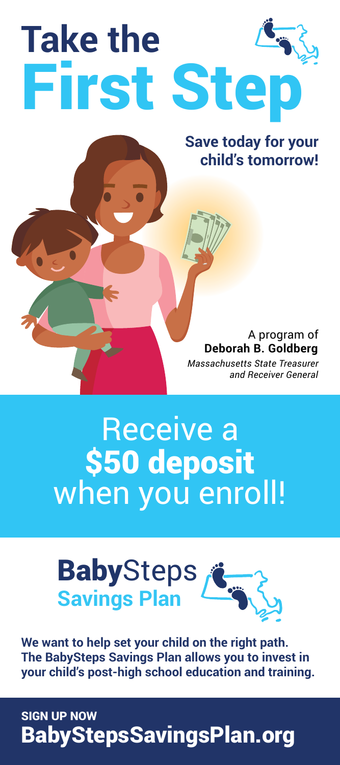# Take the First Step

**Save today for your child's tomorrow!**

A program of
**Deborah B. Goldberg**
*Massachusetts State Treasurer and Receiver General*

## Receive a **$50 deposit** when you enroll!

## **Baby**Steps Savings Plan

**We want to help set your child on the right path. The BabySteps Savings Plan allows you to invest in your child's post-high school education and training.**

**SIGN UP NOW**
**BabyStepsSavingsPlan.org**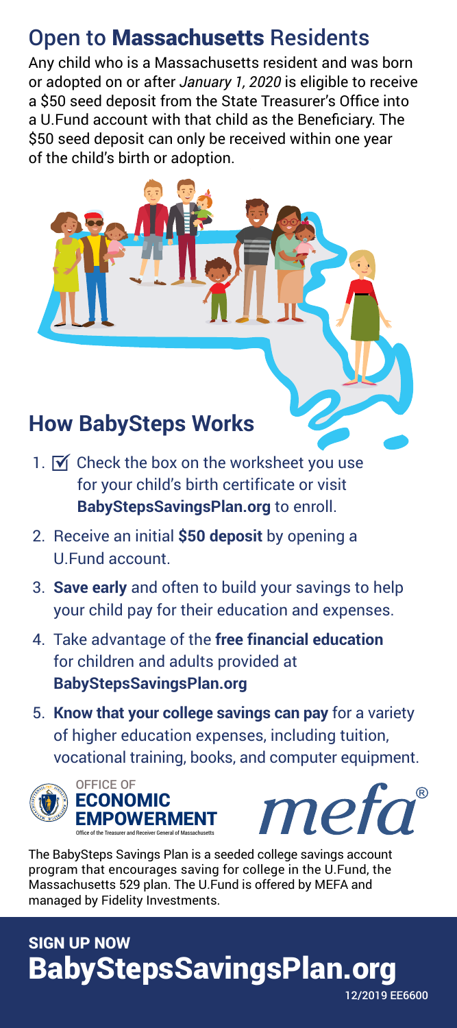## Open to **Massachusetts** Residents

Any child who is a Massachusetts resident and was born or adopted on or after *January 1, 2020* is eligible to receive a $50 seed deposit from the State Treasurer's Office into a U.Fund account with that child as the Beneficiary. The $50 seed deposit can only be received within one year of the child's birth or adoption.

## How BabySteps Works

1. ☑ Check the box on the worksheet you use for your child's birth certificate or visit **BabyStepsSavingsPlan.org** to enroll.
2. Receive an initial **$50 deposit** by opening a U.Fund account.
3. **Save early** and often to build your savings to help your child pay for their education and expenses.
4. Take advantage of the **free financial education** for children and adults provided at **BabyStepsSavingsPlan.org**
5. **Know that your college savings can pay** for a variety of higher education expenses, including tuition, vocational training, books, and computer equipment.

OFFICE OF **ECONOMIC EMPOWERMENT**
Office of the Treasurer and Receiver General of Massachusetts

mefa®

The BabySteps Savings Plan is a seeded college savings account program that encourages saving for college in the U.Fund, the Massachusetts 529 plan. The U.Fund is offered by MEFA and managed by Fidelity Investments.

**SIGN UP NOW**
**BabyStepsSavingsPlan.org**

12/2019 EE6600